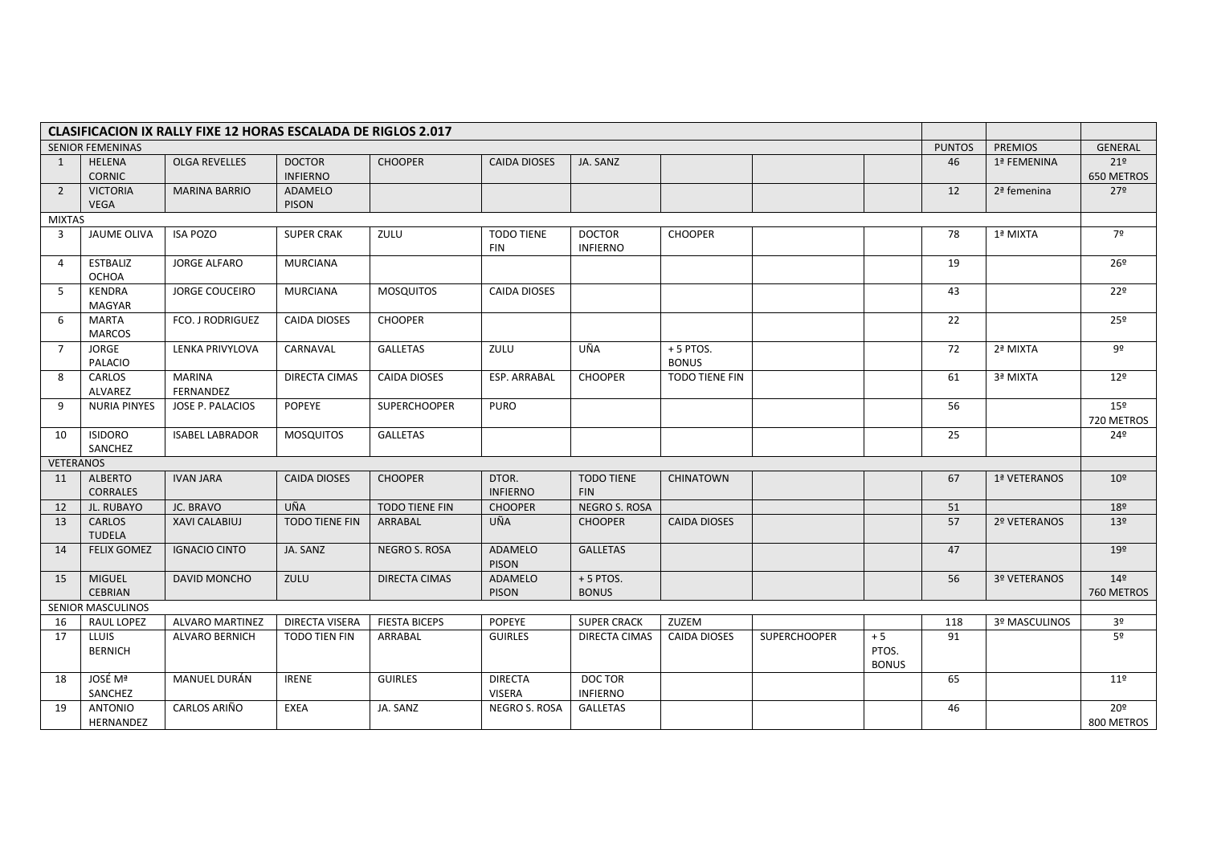| CLASIFICACION IX RALLY FIXE 12 HORAS ESCALADA DE RIGLOS 2.017 | | | | | | | | | | | | | |
|---|---|---|---|---|---|---|---|---|---|---|---|---|---|
| SENIOR FEMENINAS | | | | | | | | | | | PUNTOS | PREMIOS | GENERAL |
| 1 | HELENA CORNIC | OLGA REVELLES | DOCTOR INFIERNO | CHOOPER | CAIDA DIOSES | JA. SANZ | | | | | 46 | 1ª FEMENINA | 21º 650 METROS |
| 2 | VICTORIA VEGA | MARINA BARRIO | ADAMELO PISON | | | | | | | | 12 | 2ª femenina | 27º |
| MIXTAS | | | | | | | | | | | | | |
| 3 | JAUME OLIVA | ISA POZO | SUPER CRAK | ZULU | TODO TIENE FIN | DOCTOR INFIERNO | CHOOPER | | | | 78 | 1ª MIXTA | 7º |
| 4 | ESTBALIZ OCHOA | JORGE ALFARO | MURCIANA | | | | | | | | 19 | | 26º |
| 5 | KENDRA MAGYAR | JORGE COUCEIRO | MURCIANA | MOSQUITOS | CAIDA DIOSES | | | | | | 43 | | 22º |
| 6 | MARTA MARCOS | FCO. J RODRIGUEZ | CAIDA DIOSES | CHOOPER | | | | | | | 22 | | 25º |
| 7 | JORGE PALACIO | LENKA PRIVYLOVA | CARNAVAL | GALLETAS | ZULU | UÑA | + 5 PTOS. BONUS | | | | 72 | 2ª MIXTA | 9º |
| 8 | CARLOS ALVAREZ | MARINA FERNANDEZ | DIRECTA CIMAS | CAIDA DIOSES | ESP. ARRABAL | CHOOPER | TODO TIENE FIN | | | | 61 | 3ª MIXTA | 12º |
| 9 | NURIA PINYES | JOSE P. PALACIOS | POPEYE | SUPERCHOOPER | PURO | | | | | | 56 | | 15º 720 METROS |
| 10 | ISIDORO SANCHEZ | ISABEL LABRADOR | MOSQUITOS | GALLETAS | | | | | | | 25 | | 24º |
| VETERANOS | | | | | | | | | | | | | |
| 11 | ALBERTO CORRALES | IVAN JARA | CAIDA DIOSES | CHOOPER | DTOR. INFIERNO | TODO TIENE FIN | CHINATOWN | | | | 67 | 1ª VETERANOS | 10º |
| 12 | JL. RUBAYO | JC. BRAVO | UÑA | TODO TIENE FIN | CHOOPER | NEGRO S. ROSA | | | | | 51 | | 18º |
| 13 | CARLOS TUDELA | XAVI CALABIUJ | TODO TIENE FIN | ARRABAL | UÑA | CHOOPER | CAIDA DIOSES | | | | 57 | 2º VETERANOS | 13º |
| 14 | FELIX GOMEZ | IGNACIO CINTO | JA. SANZ | NEGRO S. ROSA | ADAMELO PISON | GALLETAS | | | | | 47 | | 19º |
| 15 | MIGUEL CEBRIAN | DAVID MONCHO | ZULU | DIRECTA CIMAS | ADAMELO PISON | + 5 PTOS. BONUS | | | | | 56 | 3º VETERANOS | 14º 760 METROS |
| SENIOR MASCULINOS | | | | | | | | | | | | | |
| 16 | RAUL LOPEZ | ALVARO MARTINEZ | DIRECTA VISERA | FIESTA BICEPS | POPEYE | SUPER CRACK | ZUZEM | | | | 118 | 3º MASCULINOS | 3º |
| 17 | LLUIS BERNICH | ALVARO BERNICH | TODO TIEN FIN | ARRABAL | GUIRLES | DIRECTA CIMAS | CAIDA DIOSES | SUPERCHOOPER | + 5 PTOS. BONUS | | 91 | | 5º |
| 18 | JOSÉ Mª SANCHEZ | MANUEL DURÁN | IRENE | GUIRLES | DIRECTA VISERA | DOC TOR INFIERNO | | | | | 65 | | 11º |
| 19 | ANTONIO HERNANDEZ | CARLOS ARIÑO | EXEA | JA. SANZ | NEGRO S. ROSA | GALLETAS | | | | | 46 | | 20º 800 METROS |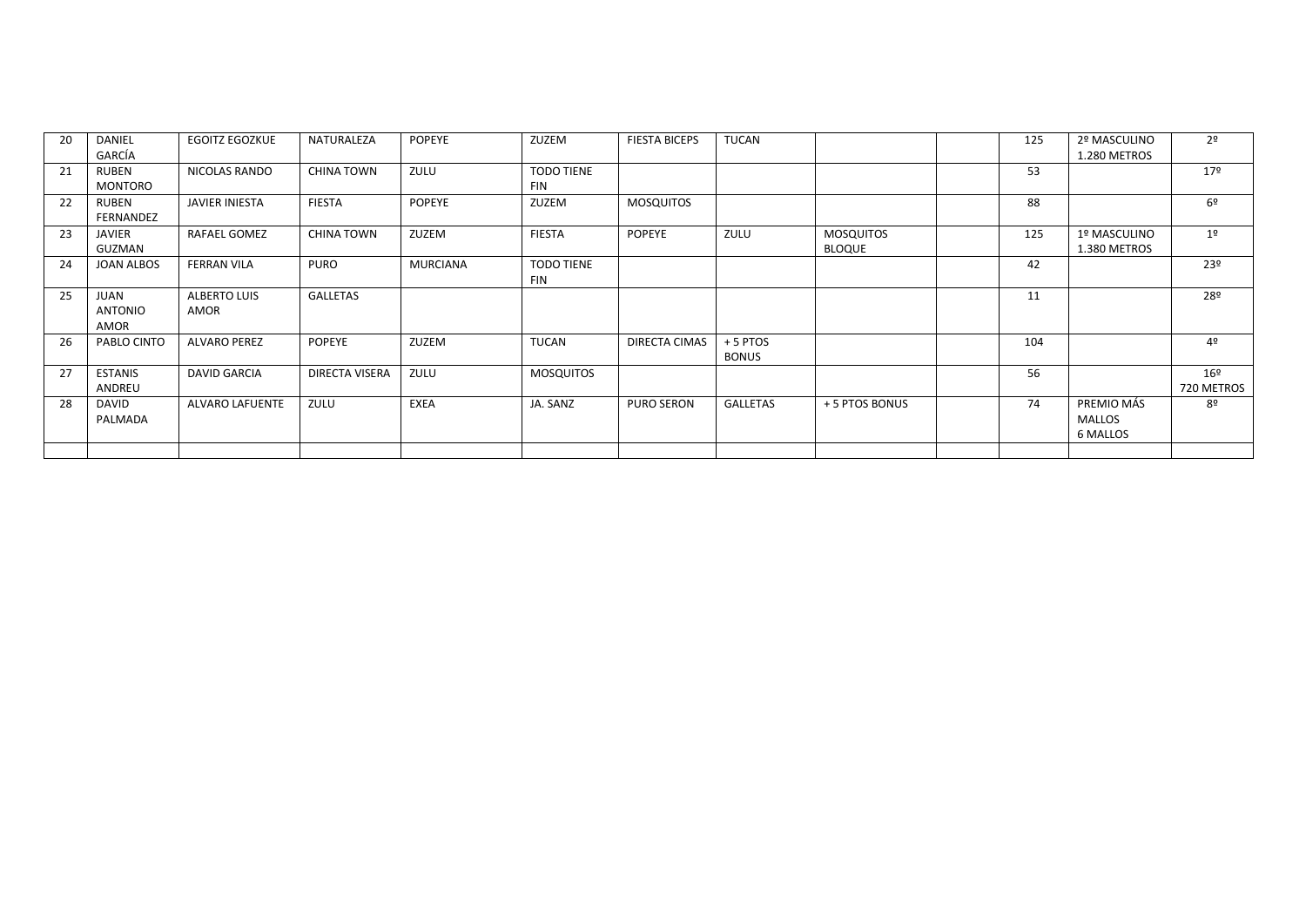| | | | | | | | | | | | | |
|---|---|---|---|---|---|---|---|---|---|---|---|---|
| 20 | DANIEL GARCÍA | EGOITZ EGOZKUE | NATURALEZA | POPEYE | ZUZEM | FIESTA BICEPS | TUCAN | | | 125 | 2º MASCULINO 1.280 METROS | 2º |
| 21 | RUBEN MONTORO | NICOLAS RANDO | CHINA TOWN | ZULU | TODO TIENE FIN | | | | | 53 | | 17º |
| 22 | RUBEN FERNANDEZ | JAVIER INIESTA | FIESTA | POPEYE | ZUZEM | MOSQUITOS | | | | 88 | | 6º |
| 23 | JAVIER GUZMAN | RAFAEL GOMEZ | CHINA TOWN | ZUZEM | FIESTA | POPEYE | ZULU | MOSQUITOS BLOQUE | | 125 | 1º MASCULINO 1.380 METROS | 1º |
| 24 | JOAN ALBOS | FERRAN VILA | PURO | MURCIANA | TODO TIENE FIN | | | | | 42 | | 23º |
| 25 | JUAN ANTONIO AMOR | ALBERTO LUIS AMOR | GALLETAS | | | | | | | 11 | | 28º |
| 26 | PABLO CINTO | ALVARO PEREZ | POPEYE | ZUZEM | TUCAN | DIRECTA CIMAS | + 5 PTOS BONUS | | | 104 | | 4º |
| 27 | ESTANIS ANDREU | DAVID GARCIA | DIRECTA VISERA | ZULU | MOSQUITOS | | | | | 56 | | 16º 720 METROS |
| 28 | DAVID PALMADA | ALVARO LAFUENTE | ZULU | EXEA | JA. SANZ | PURO SERON | GALLETAS | + 5 PTOS BONUS | | 74 | PREMIO MÁS MALLOS 6 MALLOS | 8º |
| | | | | | | | | | | | | |